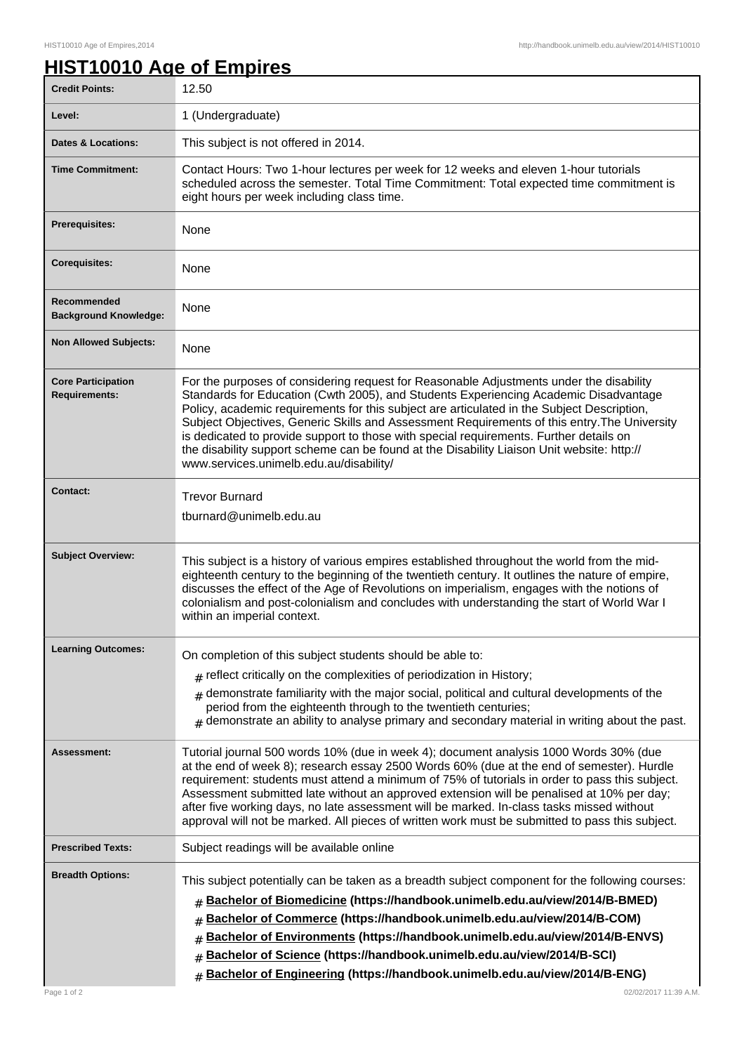# HIST10010 Age of Empires

| | |
|---|---|
| **Credit Points:** | 12.50 |
| **Level:** | 1 (Undergraduate) |
| **Dates & Locations:** | This subject is not offered in 2014. |
| **Time Commitment:** | Contact Hours: Two 1-hour lectures per week for 12 weeks and eleven 1-hour tutorials scheduled across the semester. Total Time Commitment: Total expected time commitment is eight hours per week including class time. |
| **Prerequisites:** | None |
| **Corequisites:** | None |
| **Recommended Background Knowledge:** | None |
| **Non Allowed Subjects:** | None |
| **Core Participation Requirements:** | For the purposes of considering request for Reasonable Adjustments under the disability Standards for Education (Cwth 2005), and Students Experiencing Academic Disadvantage Policy, academic requirements for this subject are articulated in the Subject Description, Subject Objectives, Generic Skills and Assessment Requirements of this entry.The University is dedicated to provide support to those with special requirements. Further details on the disability support scheme can be found at the Disability Liaison Unit website: http://www.services.unimelb.edu.au/disability/ |
| **Contact:** | Trevor Burnard<br>tburnard@unimelb.edu.au |
| **Subject Overview:** | This subject is a history of various empires established throughout the world from the mid-eighteenth century to the beginning of the twentieth century. It outlines the nature of empire, discusses the effect of the Age of Revolutions on imperialism, engages with the notions of colonialism and post-colonialism and concludes with understanding the start of World War I within an imperial context. |
| **Learning Outcomes:** | On completion of this subject students should be able to:<br># reflect critically on the complexities of periodization in History;<br># demonstrate familiarity with the major social, political and cultural developments of the period from the eighteenth through to the twentieth centuries;<br># demonstrate an ability to analyse primary and secondary material in writing about the past. |
| **Assessment:** | Tutorial journal 500 words 10% (due in week 4); document analysis 1000 Words 30% (due at the end of week 8); research essay 2500 Words 60% (due at the end of semester). Hurdle requirement: students must attend a minimum of 75% of tutorials in order to pass this subject. Assessment submitted late without an approved extension will be penalised at 10% per day; after five working days, no late assessment will be marked. In-class tasks missed without approval will not be marked. All pieces of written work must be submitted to pass this subject. |
| **Prescribed Texts:** | Subject readings will be available online |
| **Breadth Options:** | This subject potentially can be taken as a breadth subject component for the following courses:<br># **Bachelor of Biomedicine (https://handbook.unimelb.edu.au/view/2014/B-BMED)**<br># **Bachelor of Commerce (https://handbook.unimelb.edu.au/view/2014/B-COM)**<br># **Bachelor of Environments (https://handbook.unimelb.edu.au/view/2014/B-ENVS)**<br># **Bachelor of Science (https://handbook.unimelb.edu.au/view/2014/B-SCI)**<br># **Bachelor of Engineering (https://handbook.unimelb.edu.au/view/2014/B-ENG)** |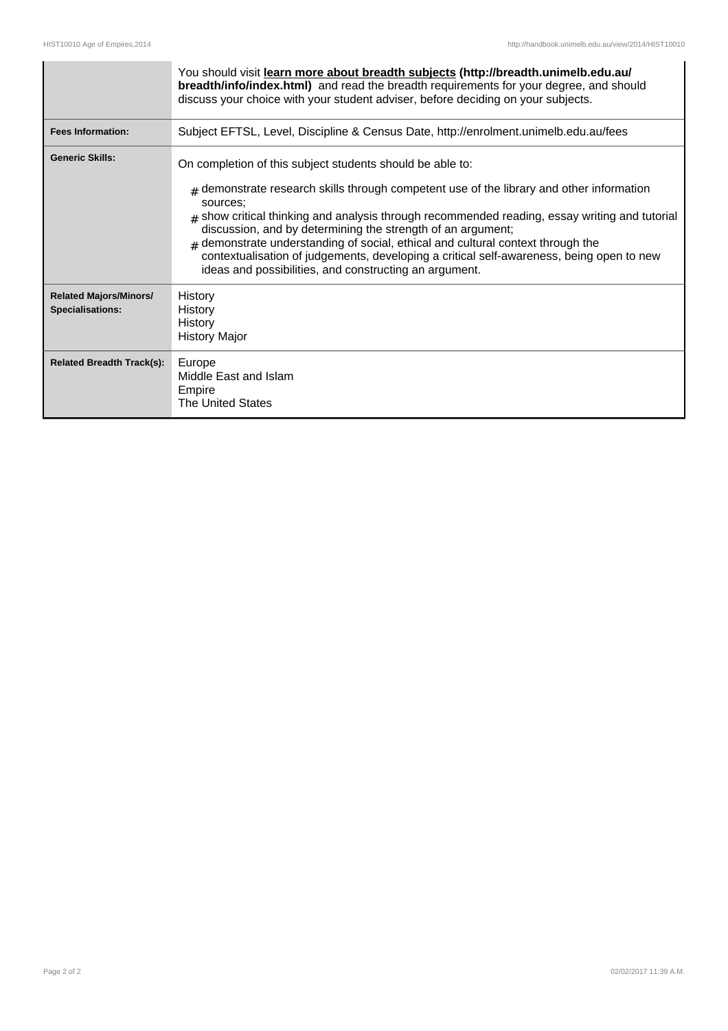| | |
|---|---|
| | You should visit **learn more about breadth subjects (http://breadth.unimelb.edu.au/breadth/info/index.html)** and read the breadth requirements for your degree, and should discuss your choice with your student adviser, before deciding on your subjects. |
| **Fees Information:** | Subject EFTSL, Level, Discipline & Census Date, http://enrolment.unimelb.edu.au/fees |
| **Generic Skills:** | On completion of this subject students should be able to:<br># demonstrate research skills through competent use of the library and other information sources;<br># show critical thinking and analysis through recommended reading, essay writing and tutorial discussion, and by determining the strength of an argument;<br># demonstrate understanding of social, ethical and cultural context through the contextualisation of judgements, developing a critical self-awareness, being open to new ideas and possibilities, and constructing an argument. |
| **Related Majors/Minors/ Specialisations:** | History<br>History<br>History<br>History Major |
| **Related Breadth Track(s):** | Europe<br>Middle East and Islam<br>Empire<br>The United States |